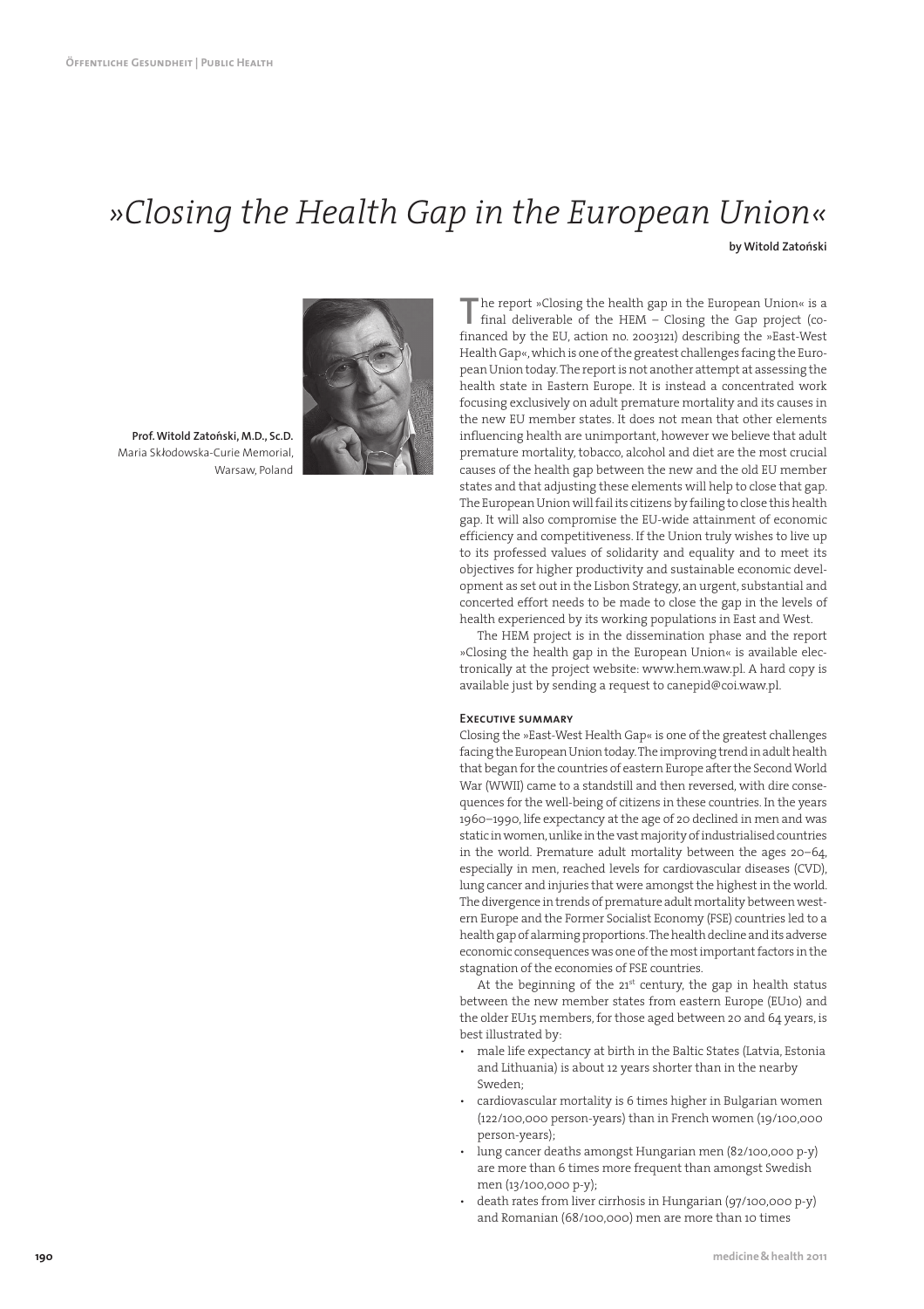# »Closing the Health Gap in the European Union«

**by Witold Zatoński**

**Prof. Witold Zatoński, M.D., Sc.D.**
Maria Skłodowska-Curie Memorial,
Warsaw, Poland

The report »Closing the health gap in the European Union« is a final deliverable of the HEM – Closing the Gap project (co-financed by the EU, action no. 2003121) describing the »East-West Health Gap«, which is one of the greatest challenges facing the European Union today. The report is not another attempt at assessing the health state in Eastern Europe. It is instead a concentrated work focusing exclusively on adult premature mortality and its causes in the new EU member states. It does not mean that other elements influencing health are unimportant, however we believe that adult premature mortality, tobacco, alcohol and diet are the most crucial causes of the health gap between the new and the old EU member states and that adjusting these elements will help to close that gap. The European Union will fail its citizens by failing to close this health gap. It will also compromise the EU-wide attainment of economic efficiency and competitiveness. If the Union truly wishes to live up to its professed values of solidarity and equality and to meet its objectives for higher productivity and sustainable economic development as set out in the Lisbon Strategy, an urgent, substantial and concerted effort needs to be made to close the gap in the levels of health experienced by its working populations in East and West.

The HEM project is in the dissemination phase and the report »Closing the health gap in the European Union« is available electronically at the project website: www.hem.waw.pl. A hard copy is available just by sending a request to canepid@coi.waw.pl.

### Executive summary

Closing the »East-West Health Gap« is one of the greatest challenges facing the European Union today. The improving trend in adult health that began for the countries of eastern Europe after the Second World War (WWII) came to a standstill and then reversed, with dire consequences for the well-being of citizens in these countries. In the years 1960–1990, life expectancy at the age of 20 declined in men and was static in women, unlike in the vast majority of industrialised countries in the world. Premature adult mortality between the ages 20–64, especially in men, reached levels for cardiovascular diseases (CVD), lung cancer and injuries that were amongst the highest in the world. The divergence in trends of premature adult mortality between western Europe and the Former Socialist Economy (FSE) countries led to a health gap of alarming proportions. The health decline and its adverse economic consequences was one of the most important factors in the stagnation of the economies of FSE countries.

At the beginning of the 21st century, the gap in health status between the new member states from eastern Europe (EU10) and the older EU15 members, for those aged between 20 and 64 years, is best illustrated by:

- male life expectancy at birth in the Baltic States (Latvia, Estonia and Lithuania) is about 12 years shorter than in the nearby Sweden;
- cardiovascular mortality is 6 times higher in Bulgarian women (122/100,000 person-years) than in French women (19/100,000 person-years);
- lung cancer deaths amongst Hungarian men (82/100,000 p-y) are more than 6 times more frequent than amongst Swedish men (13/100,000 p-y);
- death rates from liver cirrhosis in Hungarian (97/100,000 p-y) and Romanian (68/100,000) men are more than 10 times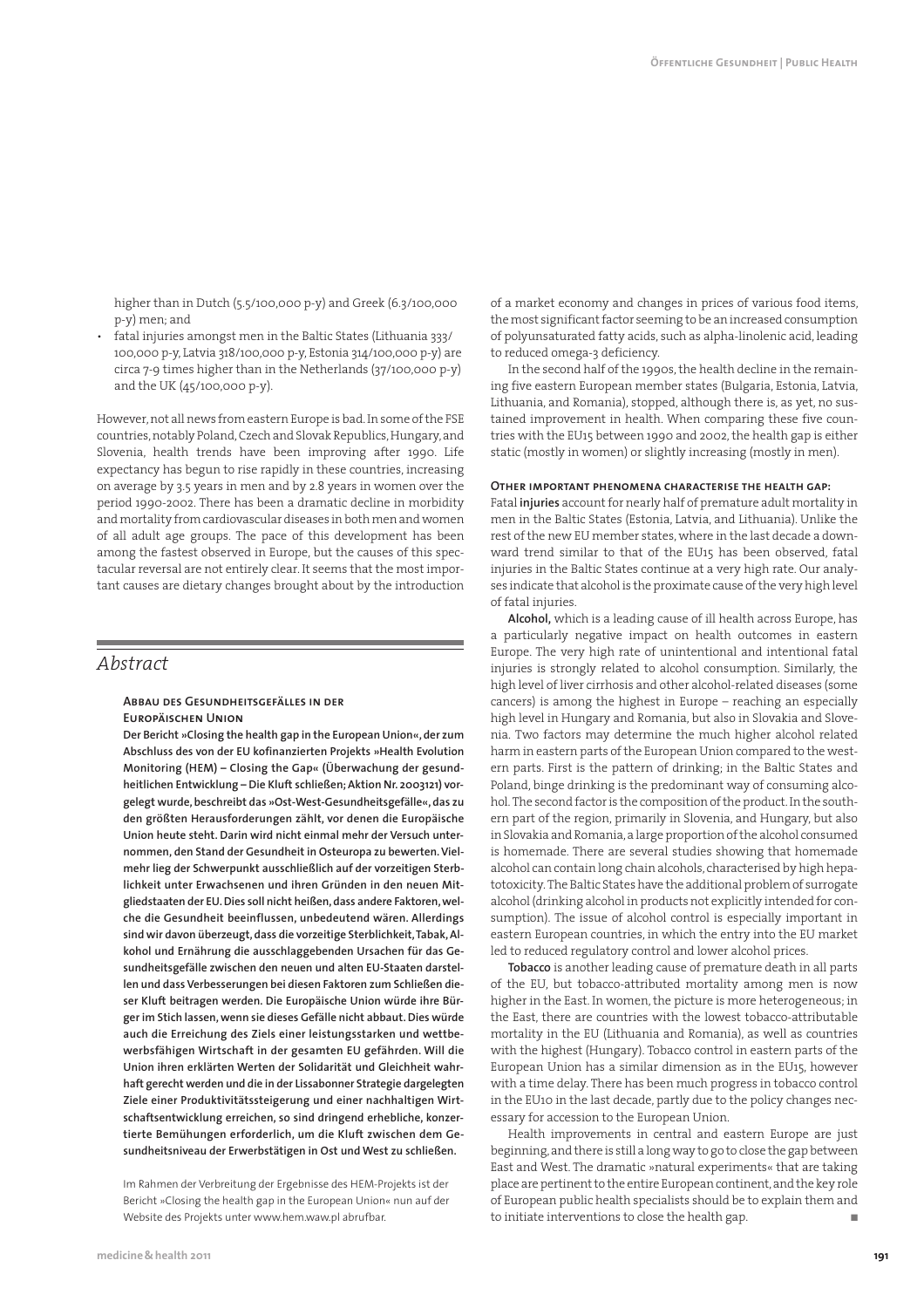higher than in Dutch (5.5/100,000 p-y) and Greek (6.3/100,000 p-y) men; and

- fatal injuries amongst men in the Baltic States (Lithuania 333/100,000 p-y, Latvia 318/100,000 p-y, Estonia 314/100,000 p-y) are circa 7-9 times higher than in the Netherlands (37/100,000 p-y) and the UK (45/100,000 p-y).

However, not all news from eastern Europe is bad. In some of the FSE countries, notably Poland, Czech and Slovak Republics, Hungary, and Slovenia, health trends have been improving after 1990. Life expectancy has begun to rise rapidly in these countries, increasing on average by 3.5 years in men and by 2.8 years in women over the period 1990-2002. There has been a dramatic decline in morbidity and mortality from cardiovascular diseases in both men and women of all adult age groups. The pace of this development has been among the fastest observed in Europe, but the causes of this spectacular reversal are not entirely clear. It seems that the most important causes are dietary changes brought about by the introduction of a market economy and changes in prices of various food items, the most significant factor seeming to be an increased consumption of polyunsaturated fatty acids, such as alpha-linolenic acid, leading to reduced omega-3 deficiency.

In the second half of the 1990s, the health decline in the remaining five eastern European member states (Bulgaria, Estonia, Latvia, Lithuania, and Romania), stopped, although there is, as yet, no sustained improvement in health. When comparing these five countries with the EU15 between 1990 and 2002, the health gap is either static (mostly in women) or slightly increasing (mostly in men).

### Other important phenomena characterise the health gap:

Fatal **injuries** account for nearly half of premature adult mortality in men in the Baltic States (Estonia, Latvia, and Lithuania). Unlike the rest of the new EU member states, where in the last decade a downward trend similar to that of the EU15 has been observed, fatal injuries in the Baltic States continue at a very high rate. Our analyses indicate that alcohol is the proximate cause of the very high level of fatal injuries.

**Alcohol,** which is a leading cause of ill health across Europe, has a particularly negative impact on health outcomes in eastern Europe. The very high rate of unintentional and intentional fatal injuries is strongly related to alcohol consumption. Similarly, the high level of liver cirrhosis and other alcohol-related diseases (some cancers) is among the highest in Europe – reaching an especially high level in Hungary and Romania, but also in Slovakia and Slovenia. Two factors may determine the much higher alcohol related harm in eastern parts of the European Union compared to the western parts. First is the pattern of drinking; in the Baltic States and Poland, binge drinking is the predominant way of consuming alcohol. The second factor is the composition of the product. In the southern part of the region, primarily in Slovenia, and Hungary, but also in Slovakia and Romania, a large proportion of the alcohol consumed is homemade. There are several studies showing that homemade alcohol can contain long chain alcohols, characterised by high hepatotoxicity. The Baltic States have the additional problem of surrogate alcohol (drinking alcohol in products not explicitly intended for consumption). The issue of alcohol control is especially important in eastern European countries, in which the entry into the EU market led to reduced regulatory control and lower alcohol prices.

**Tobacco** is another leading cause of premature death in all parts of the EU, but tobacco-attributed mortality among men is now higher in the East. In women, the picture is more heterogeneous; in the East, there are countries with the lowest tobacco-attributable mortality in the EU (Lithuania and Romania), as well as countries with the highest (Hungary). Tobacco control in eastern parts of the European Union has a similar dimension as in the EU15, however with a time delay. There has been much progress in tobacco control in the EU10 in the last decade, partly due to the policy changes necessary for accession to the European Union.

Health improvements in central and eastern Europe are just beginning, and there is still a long way to go to close the gap between East and West. The dramatic »natural experiments« that are taking place are pertinent to the entire European continent, and the key role of European public health specialists should be to explain them and to initiate interventions to close the health gap. ■

## *Abstract*

### Abbau des Gesundheitsgefälles in der Europäischen Union

**Der Bericht »Closing the health gap in the European Union«, der zum Abschluss des von der EU kofinanzierten Projekts »Health Evolution Monitoring (HEM) – Closing the Gap« (Überwachung der gesundheitlichen Entwicklung – Die Kluft schließen; Aktion Nr. 2003121) vorgelegt wurde, beschreibt das »Ost-West-Gesundheitsgefälle«, das zu den größten Herausforderungen zählt, vor denen die Europäische Union heute steht. Darin wird nicht einmal mehr der Versuch unternommen, den Stand der Gesundheit in Osteuropa zu bewerten. Vielmehr lieg der Schwerpunkt ausschließlich auf der vorzeitigen Sterblichkeit unter Erwachsenen und ihren Gründen in den neuen Mitgliedstaaten der EU. Dies soll nicht heißen, dass andere Faktoren, welche die Gesundheit beeinflussen, unbedeutend wären. Allerdings sind wir davon überzeugt, dass die vorzeitige Sterblichkeit, Tabak, Alkohol und Ernährung die ausschlaggebenden Ursachen für das Gesundheitsgefälle zwischen den neuen und alten EU-Staaten darstellen und dass Verbesserungen bei diesen Faktoren zum Schließen dieser Kluft beitragen werden. Die Europäische Union würde ihre Bürger im Stich lassen, wenn sie dieses Gefälle nicht abbaut. Dies würde auch die Erreichung des Ziels einer leistungsstarken und wettbewerbsfähigen Wirtschaft in der gesamten EU gefährden. Will die Union ihren erklärten Werten der Solidarität und Gleichheit wahrhaft gerecht werden und die in der Lissabonner Strategie dargelegten Ziele einer Produktivitätssteigerung und einer nachhaltigen Wirtschaftsentwicklung erreichen, so sind dringend erhebliche, konzertierte Bemühungen erforderlich, um die Kluft zwischen dem Gesundheitsniveau der Erwerbstätigen in Ost und West zu schließen.**

Im Rahmen der Verbreitung der Ergebnisse des HEM-Projekts ist der Bericht »Closing the health gap in the European Union« nun auf der Website des Projekts unter www.hem.waw.pl abrufbar.